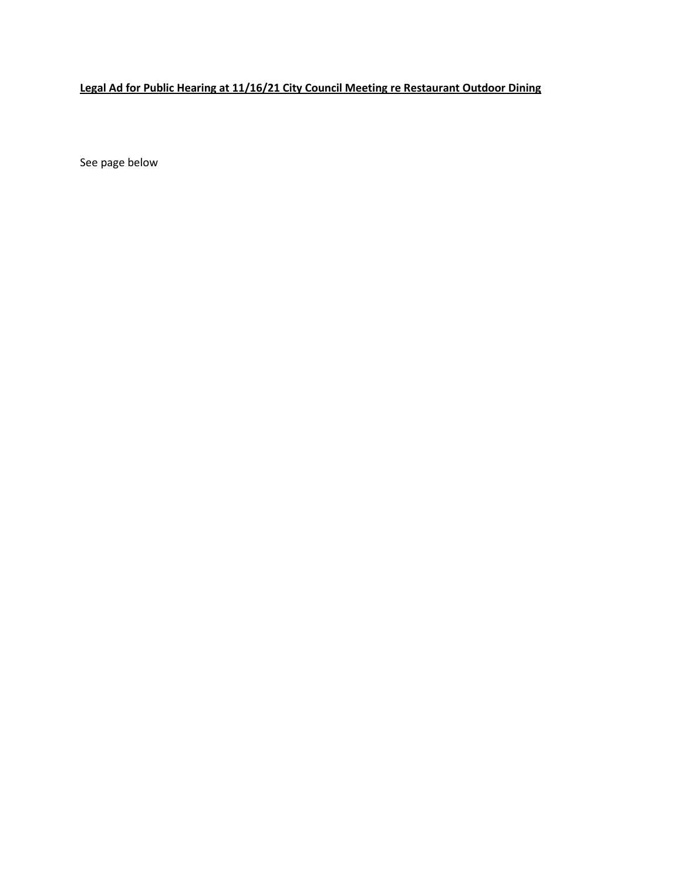**Legal Ad for Public Hearing at 11/16/21 City Council Meeting re Restaurant Outdoor Dining**

See page below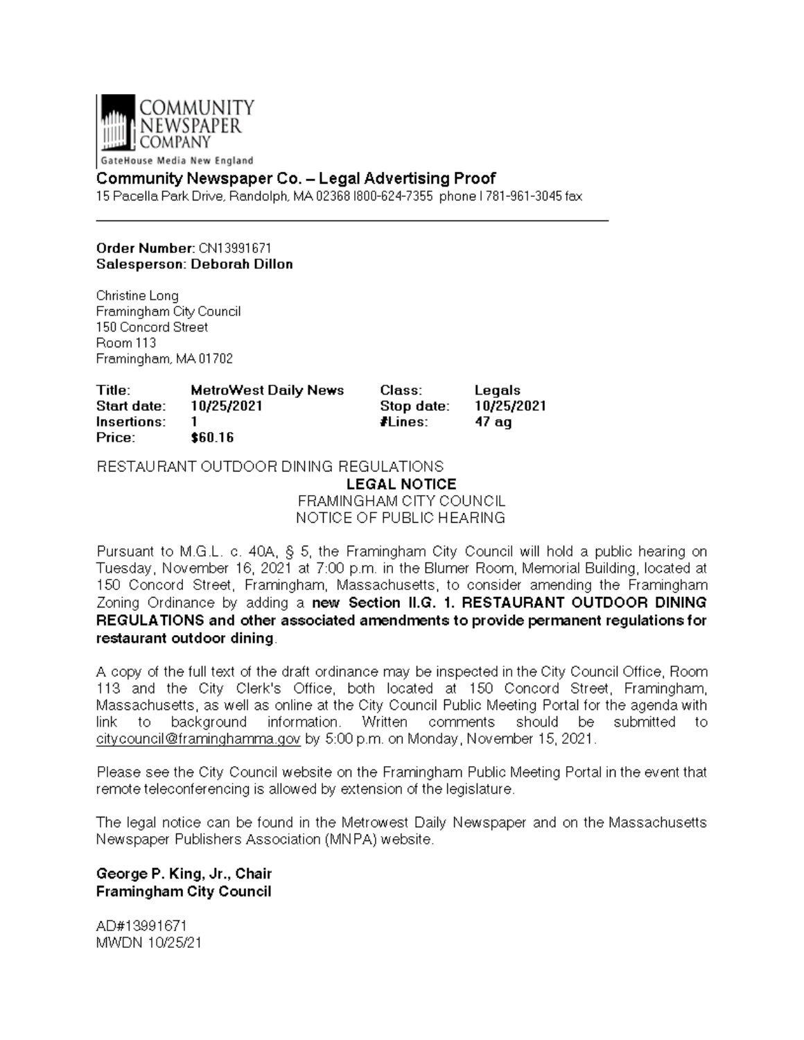COMMUNITY NEWSPAPER COMPANY

GateHouse Media New England

**Community Newspaper Co. – Legal Advertising Proof**

15 Pacella Park Drive, Randolph, MA 02368 l800-624-7355 phone l 781-961-3045 fax

---

**Order Number:** CN13991671
**Salesperson: Deborah Dillon**

Christine Long
Framingham City Council
150 Concord Street
Room 113
Framingham, MA 01702

| **Title:** | **MetroWest Daily News** | **Class:** | **Legals** |
|---|---|---|---|
| **Start date:** | **10/25/2021** | **Stop date:** | **10/25/2021** |
| **Insertions:** | **1** | **#Lines:** | **47 ag** |
| **Price:** | **$60.16** | | |

RESTAURANT OUTDOOR DINING REGULATIONS

**LEGAL NOTICE**
FRAMINGHAM CITY COUNCIL
NOTICE OF PUBLIC HEARING

Pursuant to M.G.L. c. 40A, § 5, the Framingham City Council will hold a public hearing on Tuesday, November 16, 2021 at 7:00 p.m. in the Blumer Room, Memorial Building, located at 150 Concord Street, Framingham, Massachusetts, to consider amending the Framingham Zoning Ordinance by adding a **new Section II.G. 1. RESTAURANT OUTDOOR DINING REGULATIONS and other associated amendments to provide permanent regulations for restaurant outdoor dining**.

A copy of the full text of the draft ordinance may be inspected in the City Council Office, Room 113 and the City Clerk's Office, both located at 150 Concord Street, Framingham, Massachusetts, as well as online at the City Council Public Meeting Portal for the agenda with link to background information. Written comments should be submitted to citycouncil@framinghamma.gov by 5:00 p.m. on Monday, November 15, 2021.

Please see the City Council website on the Framingham Public Meeting Portal in the event that remote teleconferencing is allowed by extension of the legislature.

The legal notice can be found in the Metrowest Daily Newspaper and on the Massachusetts Newspaper Publishers Association (MNPA) website.

**George P. King, Jr., Chair**
**Framingham City Council**

AD#13991671
MWDN 10/25/21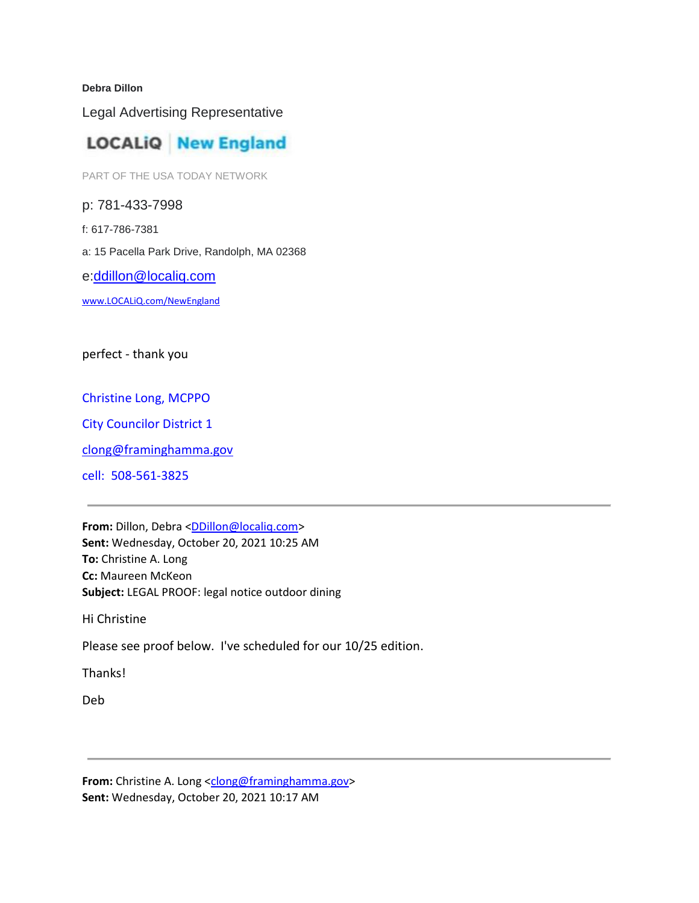**Debra Dillon**

Legal Advertising Representative

LOCALiQ | New England

PART OF THE USA TODAY NETWORK

p: 781-433-7998

f: 617-786-7381

a: 15 Pacella Park Drive, Randolph, MA 02368

e:ddillon@localiq.com

www.LOCALiQ.com/NewEngland

perfect - thank you

Christine Long, MCPPO

City Councilor District 1

clong@framinghamma.gov

cell: 508-561-3825

---

**From:** Dillon, Debra <DDillon@localiq.com>
**Sent:** Wednesday, October 20, 2021 10:25 AM
**To:** Christine A. Long
**Cc:** Maureen McKeon
**Subject:** LEGAL PROOF: legal notice outdoor dining

Hi Christine

Please see proof below. I've scheduled for our 10/25 edition.

Thanks!

Deb

---

**From:** Christine A. Long <clong@framinghamma.gov>
**Sent:** Wednesday, October 20, 2021 10:17 AM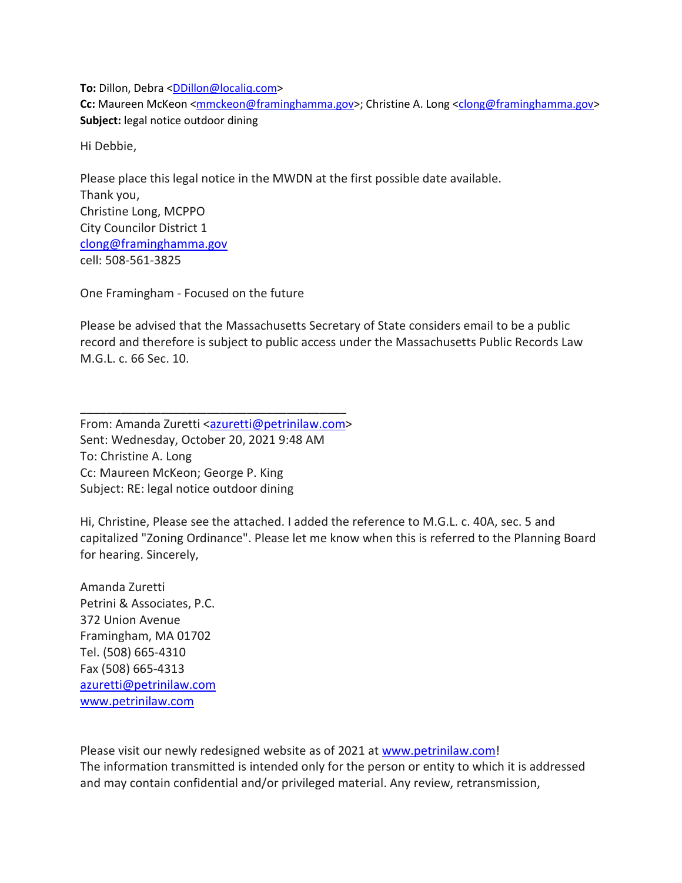**To:** Dillon, Debra <DDillon@localiq.com>
**Cc:** Maureen McKeon <mmckeon@framinghamma.gov>; Christine A. Long <clong@framinghamma.gov>
**Subject:** legal notice outdoor dining

Hi Debbie,

Please place this legal notice in the MWDN at the first possible date available.
Thank you,
Christine Long, MCPPO
City Councilor District 1
clong@framinghamma.gov
cell: 508-561-3825

One Framingham - Focused on the future

Please be advised that the Massachusetts Secretary of State considers email to be a public record and therefore is subject to public access under the Massachusetts Public Records Law M.G.L. c. 66 Sec. 10.

---

From: Amanda Zuretti <azuretti@petrinilaw.com>
Sent: Wednesday, October 20, 2021 9:48 AM
To: Christine A. Long
Cc: Maureen McKeon; George P. King
Subject: RE: legal notice outdoor dining

Hi, Christine, Please see the attached. I added the reference to M.G.L. c. 40A, sec. 5 and capitalized "Zoning Ordinance". Please let me know when this is referred to the Planning Board for hearing. Sincerely,

Amanda Zuretti
Petrini & Associates, P.C.
372 Union Avenue
Framingham, MA 01702
Tel. (508) 665-4310
Fax (508) 665-4313
azuretti@petrinilaw.com
www.petrinilaw.com

Please visit our newly redesigned website as of 2021 at www.petrinilaw.com!
The information transmitted is intended only for the person or entity to which it is addressed and may contain confidential and/or privileged material. Any review, retransmission,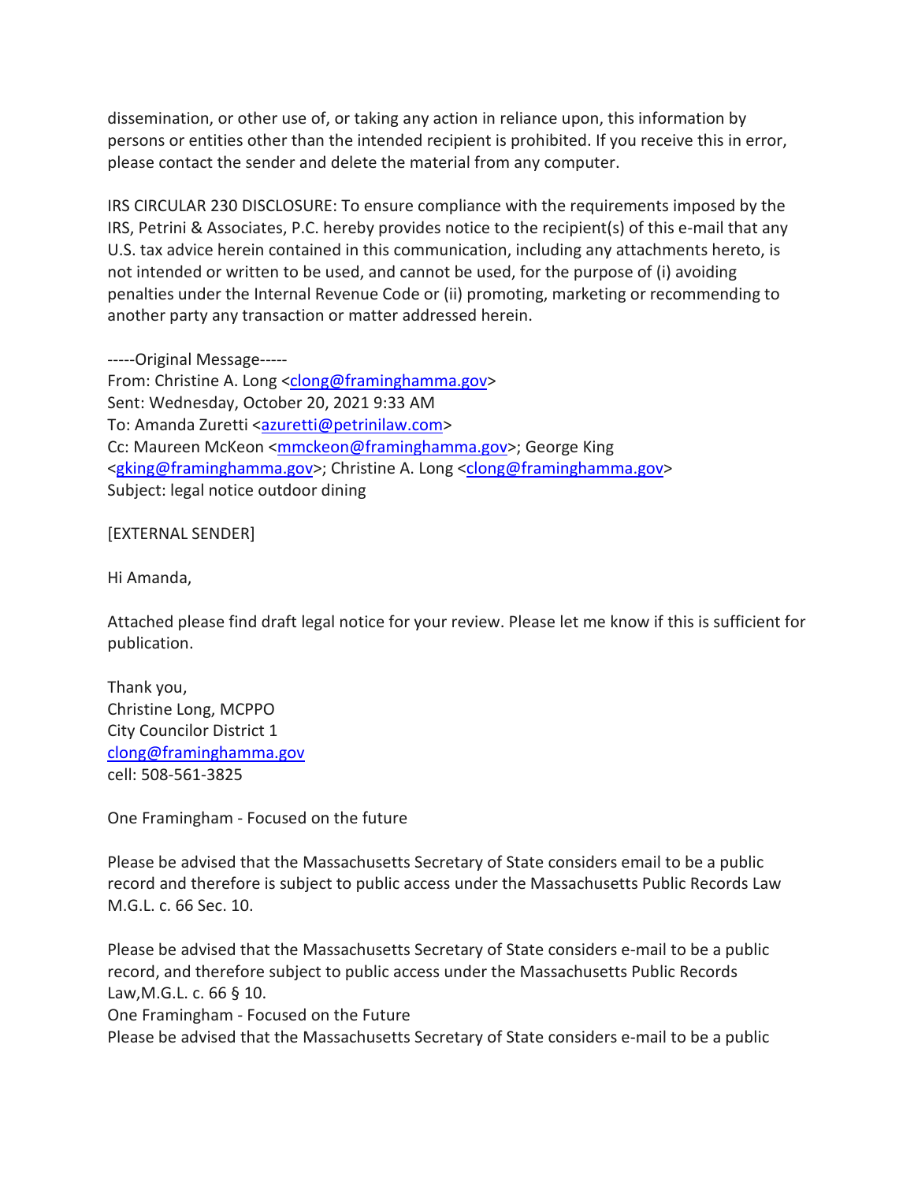dissemination, or other use of, or taking any action in reliance upon, this information by persons or entities other than the intended recipient is prohibited. If you receive this in error, please contact the sender and delete the material from any computer.

IRS CIRCULAR 230 DISCLOSURE: To ensure compliance with the requirements imposed by the IRS, Petrini & Associates, P.C. hereby provides notice to the recipient(s) of this e-mail that any U.S. tax advice herein contained in this communication, including any attachments hereto, is not intended or written to be used, and cannot be used, for the purpose of (i) avoiding penalties under the Internal Revenue Code or (ii) promoting, marketing or recommending to another party any transaction or matter addressed herein.

-----Original Message-----
From: Christine A. Long <clong@framinghamma.gov>
Sent: Wednesday, October 20, 2021 9:33 AM
To: Amanda Zuretti <azuretti@petrinilaw.com>
Cc: Maureen McKeon <mmckeon@framinghamma.gov>; George King <gking@framinghamma.gov>; Christine A. Long <clong@framinghamma.gov>
Subject: legal notice outdoor dining

[EXTERNAL SENDER]

Hi Amanda,

Attached please find draft legal notice for your review. Please let me know if this is sufficient for publication.

Thank you,
Christine Long, MCPPO
City Councilor District 1
clong@framinghamma.gov
cell: 508-561-3825

One Framingham - Focused on the future

Please be advised that the Massachusetts Secretary of State considers email to be a public record and therefore is subject to public access under the Massachusetts Public Records Law M.G.L. c. 66 Sec. 10.

Please be advised that the Massachusetts Secretary of State considers e-mail to be a public record, and therefore subject to public access under the Massachusetts Public Records Law,M.G.L. c. 66 § 10.
One Framingham - Focused on the Future
Please be advised that the Massachusetts Secretary of State considers e-mail to be a public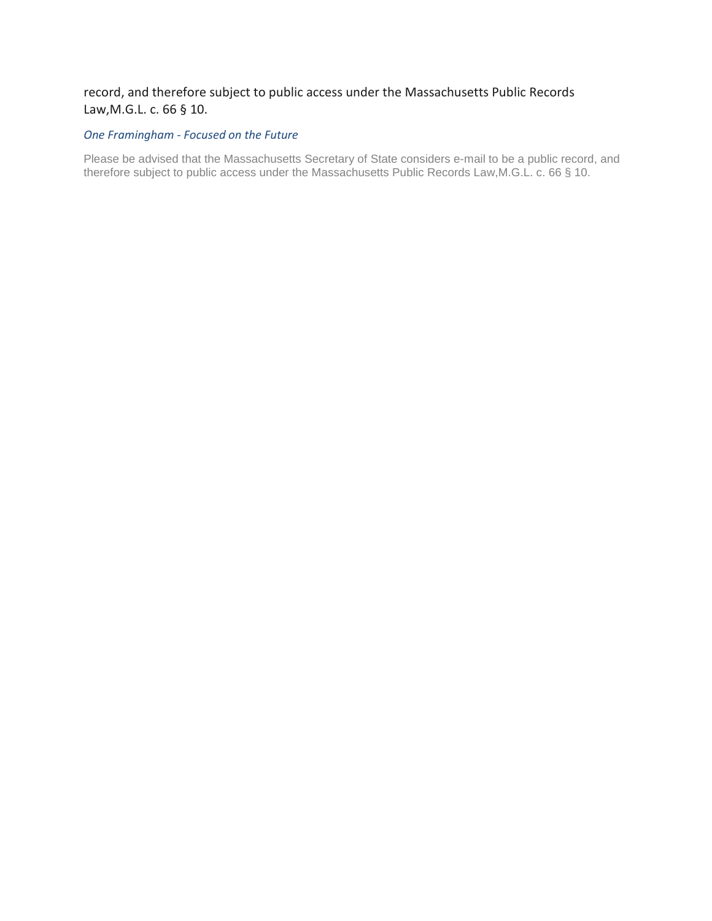record, and therefore subject to public access under the Massachusetts Public Records Law,M.G.L. c. 66 § 10.

*One Framingham - Focused on the Future*

Please be advised that the Massachusetts Secretary of State considers e-mail to be a public record, and therefore subject to public access under the Massachusetts Public Records Law,M.G.L. c. 66 § 10.